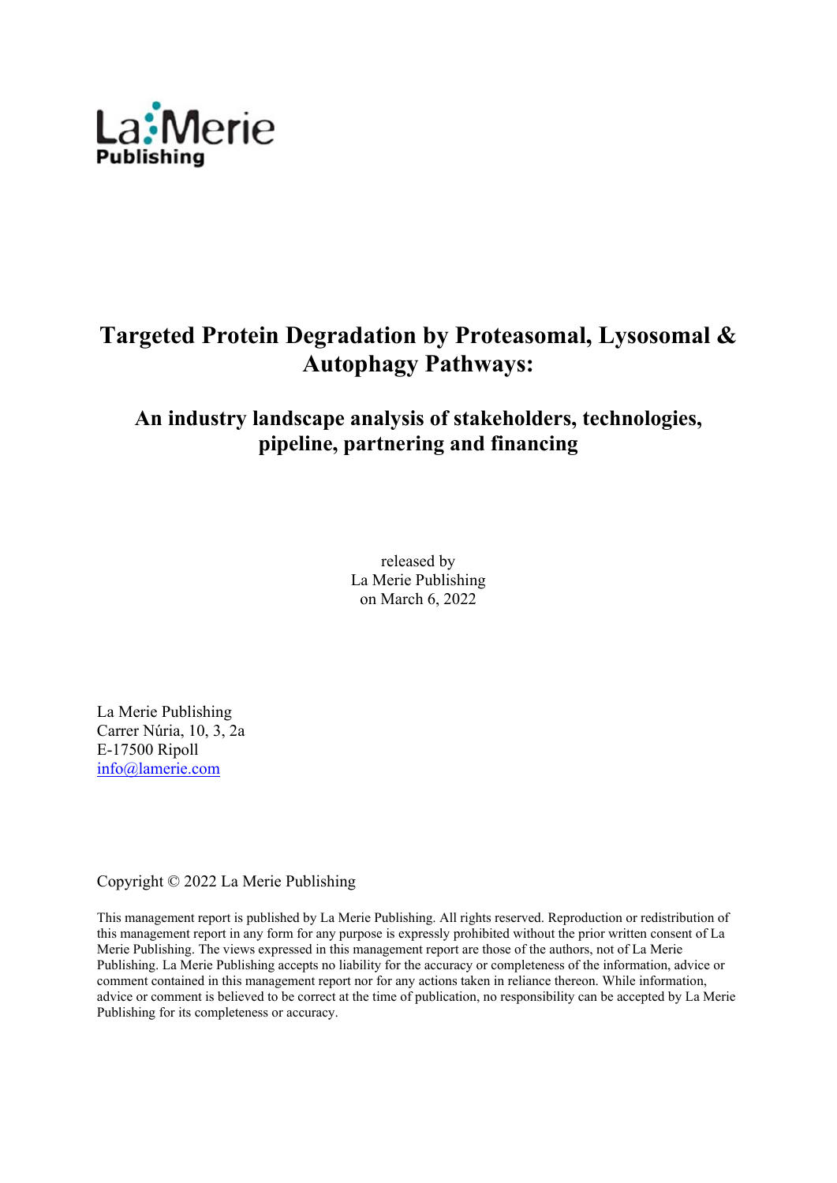La Merie Publishing

# Targeted Protein Degradation by Proteasomal, Lysosomal & Autophagy Pathways:

## An industry landscape analysis of stakeholders, technologies, pipeline, partnering and financing

released by
La Merie Publishing
on March 6, 2022

La Merie Publishing
Carrer Núria, 10, 3, 2a
E-17500 Ripoll
info@lamerie.com

Copyright © 2022 La Merie Publishing

This management report is published by La Merie Publishing. All rights reserved. Reproduction or redistribution of this management report in any form for any purpose is expressly prohibited without the prior written consent of La Merie Publishing. The views expressed in this management report are those of the authors, not of La Merie Publishing. La Merie Publishing accepts no liability for the accuracy or completeness of the information, advice or comment contained in this management report nor for any actions taken in reliance thereon. While information, advice or comment is believed to be correct at the time of publication, no responsibility can be accepted by La Merie Publishing for its completeness or accuracy.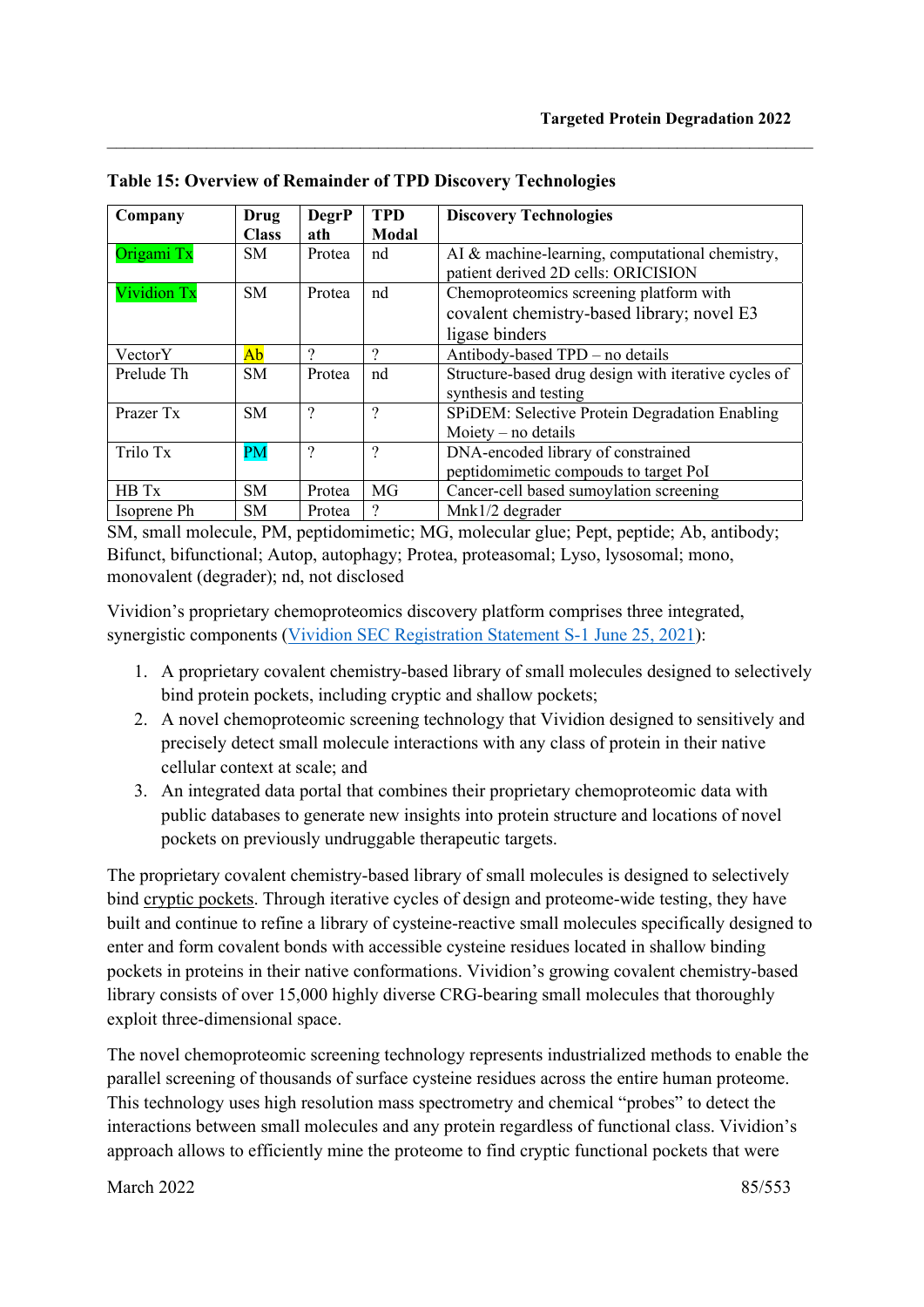**Table 15: Overview of Remainder of TPD Discovery Technologies**

| Company | Drug Class | DegrPath | TPD Modal | Discovery Technologies |
|---|---|---|---|---|
| Origami Tx | SM | Protea | nd | AI & machine-learning, computational chemistry, patient derived 2D cells: ORICISION |
| Vividion Tx | SM | Protea | nd | Chemoproteomics screening platform with covalent chemistry-based library; novel E3 ligase binders |
| VectorY | Ab | ? | ? | Antibody-based TPD – no details |
| Prelude Th | SM | Protea | nd | Structure-based drug design with iterative cycles of synthesis and testing |
| Prazer Tx | SM | ? | ? | SPiDEM: Selective Protein Degradation Enabling Moiety – no details |
| Trilo Tx | PM | ? | ? | DNA-encoded library of constrained peptidomimetic compouds to target PoI |
| HB Tx | SM | Protea | MG | Cancer-cell based sumoylation screening |
| Isoprene Ph | SM | Protea | ? | Mnk1/2 degrader |

SM, small molecule, PM, peptidomimetic; MG, molecular glue; Pept, peptide; Ab, antibody; Bifunct, bifunctional; Autop, autophagy; Protea, proteasomal; Lyso, lysosomal; mono, monovalent (degrader); nd, not disclosed

Vividion's proprietary chemoproteomics discovery platform comprises three integrated, synergistic components (Vividion SEC Registration Statement S-1 June 25, 2021):

1. A proprietary covalent chemistry-based library of small molecules designed to selectively bind protein pockets, including cryptic and shallow pockets;
2. A novel chemoproteomic screening technology that Vividion designed to sensitively and precisely detect small molecule interactions with any class of protein in their native cellular context at scale; and
3. An integrated data portal that combines their proprietary chemoproteomic data with public databases to generate new insights into protein structure and locations of novel pockets on previously undruggable therapeutic targets.

The proprietary covalent chemistry-based library of small molecules is designed to selectively bind cryptic pockets. Through iterative cycles of design and proteome-wide testing, they have built and continue to refine a library of cysteine-reactive small molecules specifically designed to enter and form covalent bonds with accessible cysteine residues located in shallow binding pockets in proteins in their native conformations. Vividion's growing covalent chemistry-based library consists of over 15,000 highly diverse CRG-bearing small molecules that thoroughly exploit three-dimensional space.

The novel chemoproteomic screening technology represents industrialized methods to enable the parallel screening of thousands of surface cysteine residues across the entire human proteome. This technology uses high resolution mass spectrometry and chemical "probes" to detect the interactions between small molecules and any protein regardless of functional class. Vividion's approach allows to efficiently mine the proteome to find cryptic functional pockets that were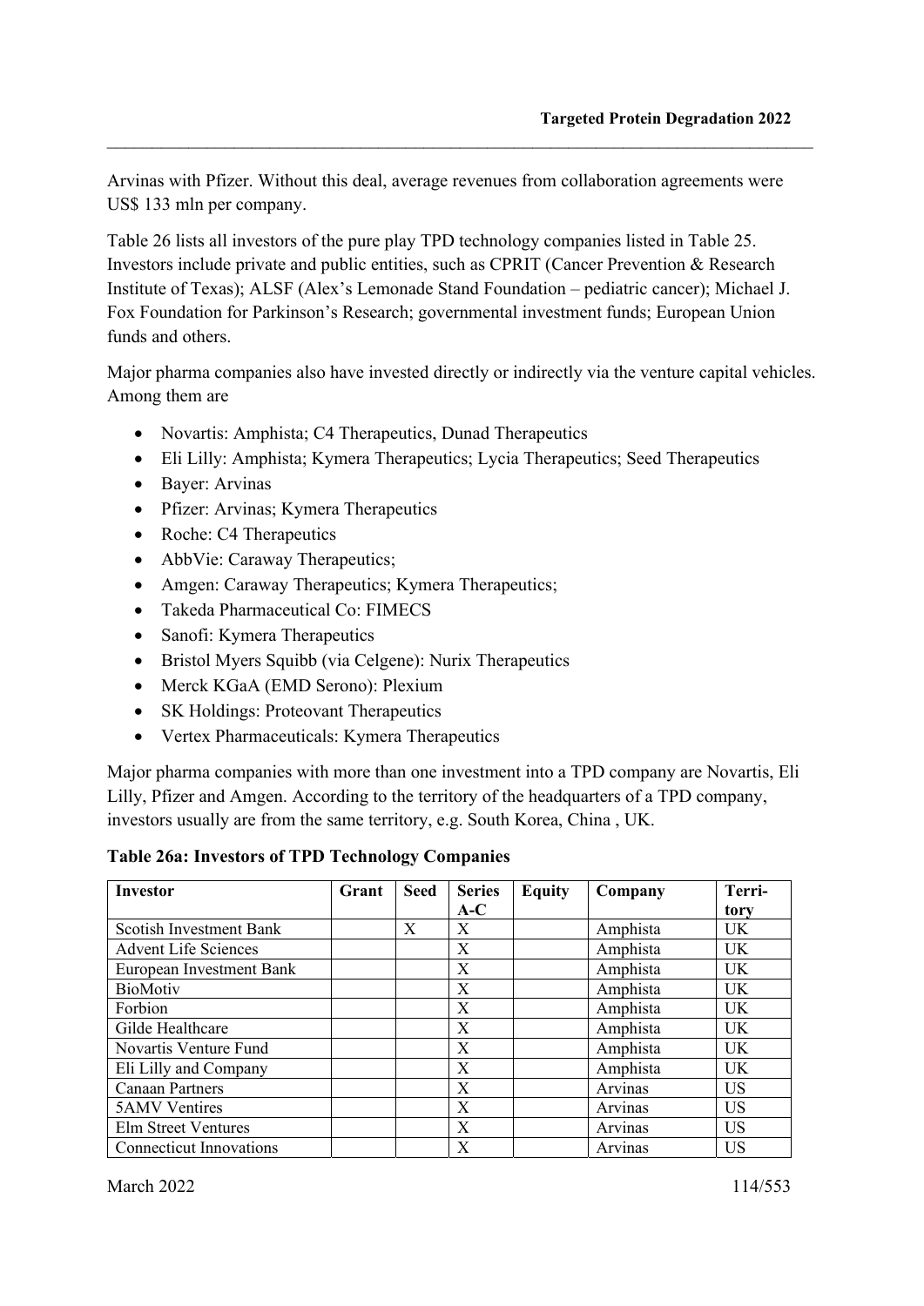Arvinas with Pfizer. Without this deal, average revenues from collaboration agreements were US$ 133 mln per company.

Table 26 lists all investors of the pure play TPD technology companies listed in Table 25. Investors include private and public entities, such as CPRIT (Cancer Prevention & Research Institute of Texas); ALSF (Alex's Lemonade Stand Foundation – pediatric cancer); Michael J. Fox Foundation for Parkinson's Research; governmental investment funds; European Union funds and others.

Major pharma companies also have invested directly or indirectly via the venture capital vehicles. Among them are

- Novartis: Amphista; C4 Therapeutics, Dunad Therapeutics
- Eli Lilly: Amphista; Kymera Therapeutics; Lycia Therapeutics; Seed Therapeutics
- Bayer: Arvinas
- Pfizer: Arvinas; Kymera Therapeutics
- Roche: C4 Therapeutics
- AbbVie: Caraway Therapeutics;
- Amgen: Caraway Therapeutics; Kymera Therapeutics;
- Takeda Pharmaceutical Co: FIMECS
- Sanofi: Kymera Therapeutics
- Bristol Myers Squibb (via Celgene): Nurix Therapeutics
- Merck KGaA (EMD Serono): Plexium
- SK Holdings: Proteovant Therapeutics
- Vertex Pharmaceuticals: Kymera Therapeutics

Major pharma companies with more than one investment into a TPD company are Novartis, Eli Lilly, Pfizer and Amgen. According to the territory of the headquarters of a TPD company, investors usually are from the same territory, e.g. South Korea, China , UK.

**Table 26a: Investors of TPD Technology Companies**

| Investor | Grant | Seed | Series A-C | Equity | Company | Terri-tory |
|---|---|---|---|---|---|---|
| Scottish Investment Bank | | X | X | | Amphista | UK |
| Advent Life Sciences | | | X | | Amphista | UK |
| European Investment Bank | | | X | | Amphista | UK |
| BioMotiv | | | X | | Amphista | UK |
| Forbion | | | X | | Amphista | UK |
| Gilde Healthcare | | | X | | Amphista | UK |
| Novartis Venture Fund | | | X | | Amphista | UK |
| Eli Lilly and Company | | | X | | Amphista | UK |
| Canaan Partners | | | X | | Arvinas | US |
| 5AMV Ventires | | | X | | Arvinas | US |
| Elm Street Ventures | | | X | | Arvinas | US |
| Connecticut Innovations | | | X | | Arvinas | US |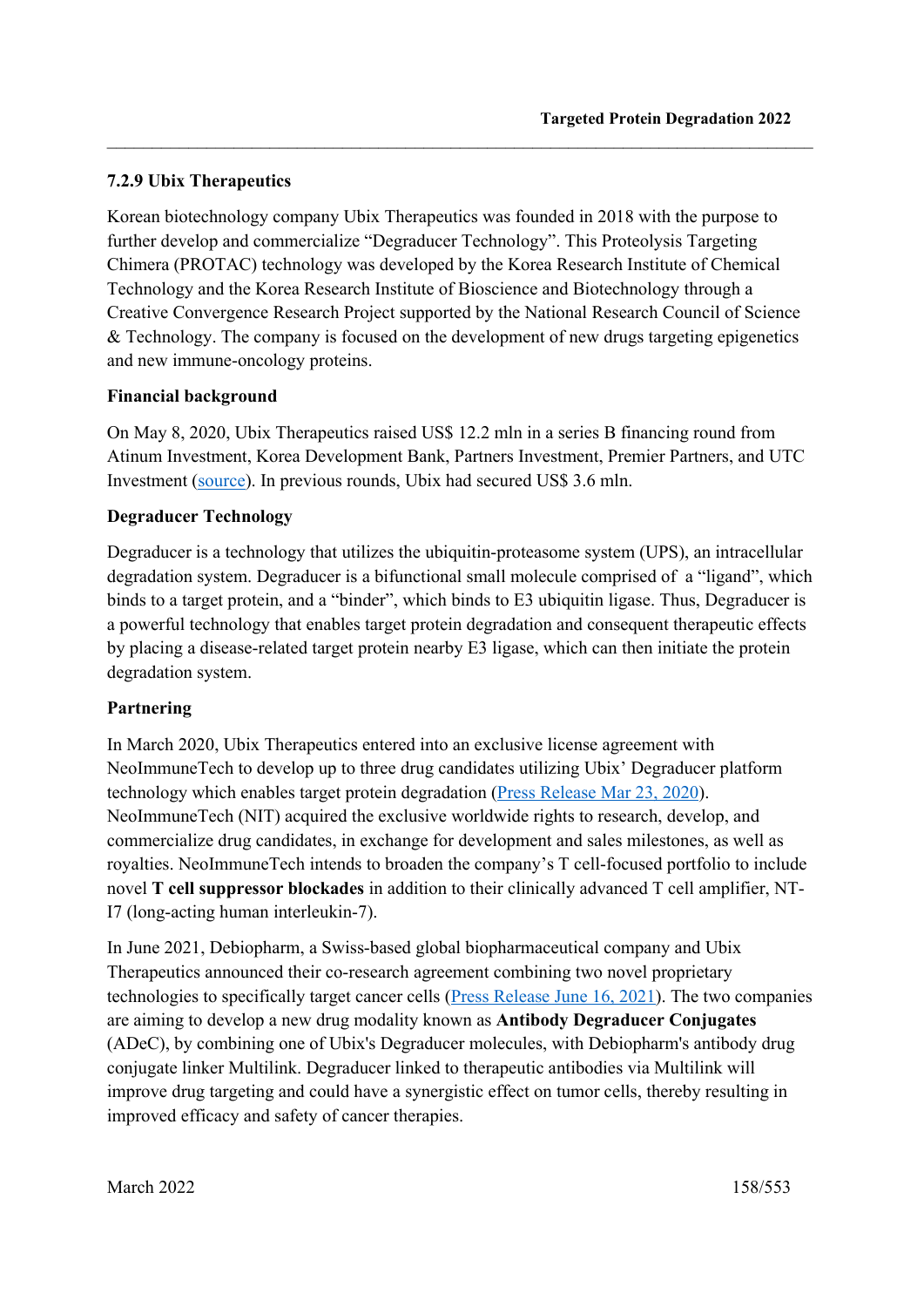### 7.2.9 Ubix Therapeutics

Korean biotechnology company Ubix Therapeutics was founded in 2018 with the purpose to further develop and commercialize "Degraducer Technology". This Proteolysis Targeting Chimera (PROTAC) technology was developed by the Korea Research Institute of Chemical Technology and the Korea Research Institute of Bioscience and Biotechnology through a Creative Convergence Research Project supported by the National Research Council of Science & Technology. The company is focused on the development of new drugs targeting epigenetics and new immune-oncology proteins.

**Financial background**

On May 8, 2020, Ubix Therapeutics raised US$ 12.2 mln in a series B financing round from Atinum Investment, Korea Development Bank, Partners Investment, Premier Partners, and UTC Investment (source). In previous rounds, Ubix had secured US$ 3.6 mln.

**Degraducer Technology**

Degraducer is a technology that utilizes the ubiquitin-proteasome system (UPS), an intracellular degradation system. Degraducer is a bifunctional small molecule comprised of a "ligand", which binds to a target protein, and a "binder", which binds to E3 ubiquitin ligase. Thus, Degraducer is a powerful technology that enables target protein degradation and consequent therapeutic effects by placing a disease-related target protein nearby E3 ligase, which can then initiate the protein degradation system.

**Partnering**

In March 2020, Ubix Therapeutics entered into an exclusive license agreement with NeoImmuneTech to develop up to three drug candidates utilizing Ubix' Degraducer platform technology which enables target protein degradation (Press Release Mar 23, 2020). NeoImmuneTech (NIT) acquired the exclusive worldwide rights to research, develop, and commercialize drug candidates, in exchange for development and sales milestones, as well as royalties. NeoImmuneTech intends to broaden the company's T cell-focused portfolio to include novel **T cell suppressor blockades** in addition to their clinically advanced T cell amplifier, NT-I7 (long-acting human interleukin-7).

In June 2021, Debiopharm, a Swiss-based global biopharmaceutical company and Ubix Therapeutics announced their co-research agreement combining two novel proprietary technologies to specifically target cancer cells (Press Release June 16, 2021). The two companies are aiming to develop a new drug modality known as **Antibody Degraducer Conjugates** (ADeC), by combining one of Ubix's Degraducer molecules, with Debiopharm's antibody drug conjugate linker Multilink. Degraducer linked to therapeutic antibodies via Multilink will improve drug targeting and could have a synergistic effect on tumor cells, thereby resulting in improved efficacy and safety of cancer therapies.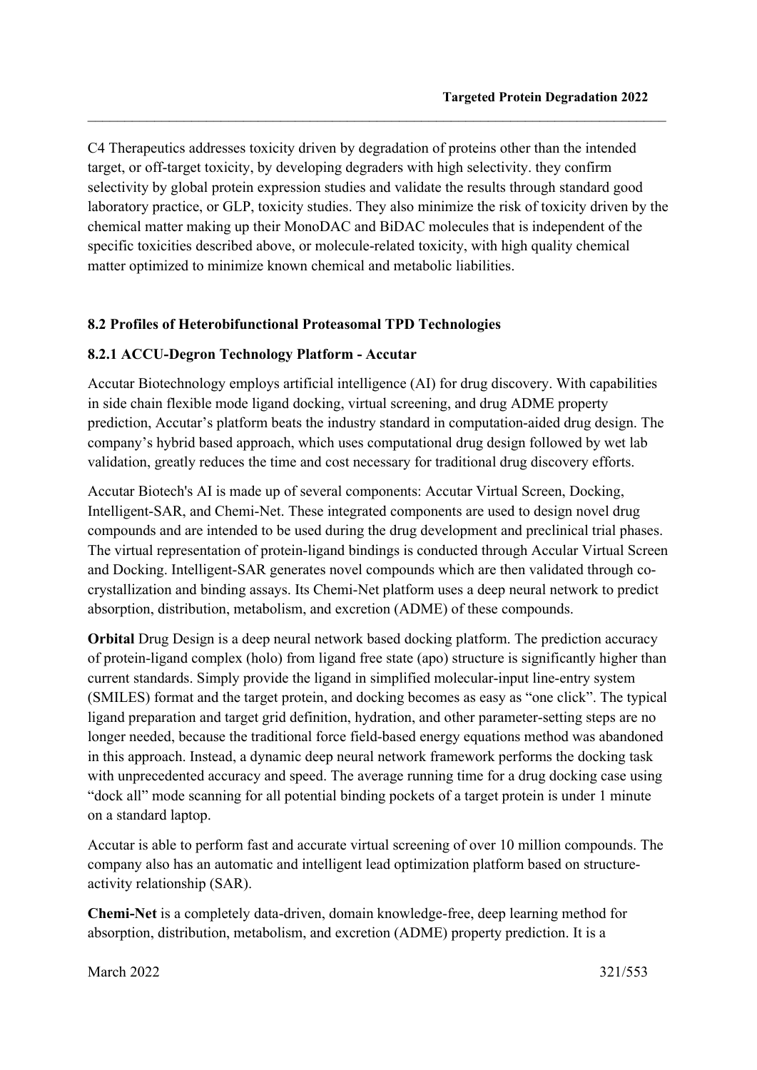C4 Therapeutics addresses toxicity driven by degradation of proteins other than the intended target, or off-target toxicity, by developing degraders with high selectivity. they confirm selectivity by global protein expression studies and validate the results through standard good laboratory practice, or GLP, toxicity studies. They also minimize the risk of toxicity driven by the chemical matter making up their MonoDAC and BiDAC molecules that is independent of the specific toxicities described above, or molecule-related toxicity, with high quality chemical matter optimized to minimize known chemical and metabolic liabilities.

### 8.2 Profiles of Heterobifunctional Proteasomal TPD Technologies

#### 8.2.1 ACCU-Degron Technology Platform - Accutar

Accutar Biotechnology employs artificial intelligence (AI) for drug discovery. With capabilities in side chain flexible mode ligand docking, virtual screening, and drug ADME property prediction, Accutar's platform beats the industry standard in computation-aided drug design. The company's hybrid based approach, which uses computational drug design followed by wet lab validation, greatly reduces the time and cost necessary for traditional drug discovery efforts.

Accutar Biotech's AI is made up of several components: Accutar Virtual Screen, Docking, Intelligent-SAR, and Chemi-Net. These integrated components are used to design novel drug compounds and are intended to be used during the drug development and preclinical trial phases. The virtual representation of protein-ligand bindings is conducted through Accular Virtual Screen and Docking. Intelligent-SAR generates novel compounds which are then validated through co-crystallization and binding assays. Its Chemi-Net platform uses a deep neural network to predict absorption, distribution, metabolism, and excretion (ADME) of these compounds.

**Orbital** Drug Design is a deep neural network based docking platform. The prediction accuracy of protein-ligand complex (holo) from ligand free state (apo) structure is significantly higher than current standards. Simply provide the ligand in simplified molecular-input line-entry system (SMILES) format and the target protein, and docking becomes as easy as "one click". The typical ligand preparation and target grid definition, hydration, and other parameter-setting steps are no longer needed, because the traditional force field-based energy equations method was abandoned in this approach. Instead, a dynamic deep neural network framework performs the docking task with unprecedented accuracy and speed. The average running time for a drug docking case using "dock all" mode scanning for all potential binding pockets of a target protein is under 1 minute on a standard laptop.

Accutar is able to perform fast and accurate virtual screening of over 10 million compounds. The company also has an automatic and intelligent lead optimization platform based on structure-activity relationship (SAR).

**Chemi-Net** is a completely data-driven, domain knowledge-free, deep learning method for absorption, distribution, metabolism, and excretion (ADME) property prediction. It is a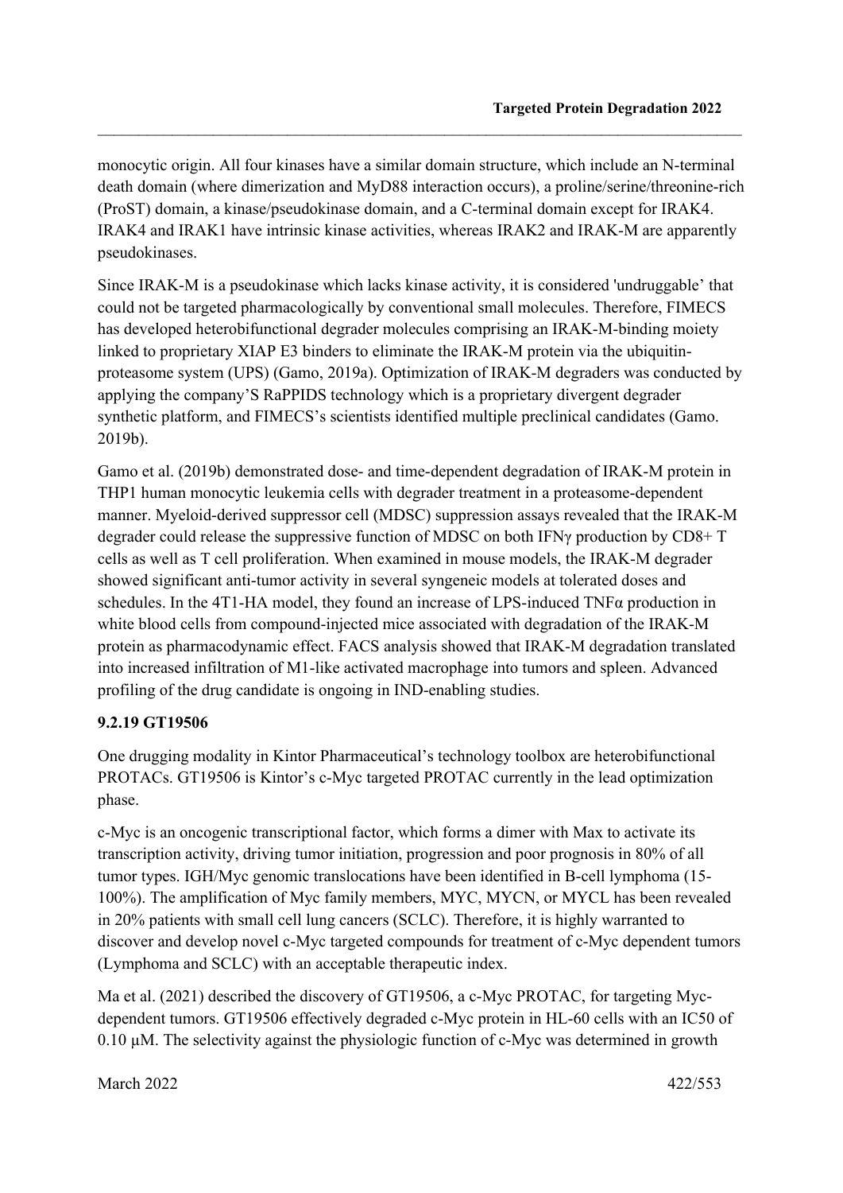monocytic origin. All four kinases have a similar domain structure, which include an N-terminal death domain (where dimerization and MyD88 interaction occurs), a proline/serine/threonine-rich (ProST) domain, a kinase/pseudokinase domain, and a C-terminal domain except for IRAK4. IRAK4 and IRAK1 have intrinsic kinase activities, whereas IRAK2 and IRAK-M are apparently pseudokinases.

Since IRAK-M is a pseudokinase which lacks kinase activity, it is considered 'undruggable' that could not be targeted pharmacologically by conventional small molecules. Therefore, FIMECS has developed heterobifunctional degrader molecules comprising an IRAK-M-binding moiety linked to proprietary XIAP E3 binders to eliminate the IRAK-M protein via the ubiquitin-proteasome system (UPS) (Gamo, 2019a). Optimization of IRAK-M degraders was conducted by applying the company'S RaPPIDS technology which is a proprietary divergent degrader synthetic platform, and FIMECS's scientists identified multiple preclinical candidates (Gamo. 2019b).

Gamo et al. (2019b) demonstrated dose- and time-dependent degradation of IRAK-M protein in THP1 human monocytic leukemia cells with degrader treatment in a proteasome-dependent manner. Myeloid-derived suppressor cell (MDSC) suppression assays revealed that the IRAK-M degrader could release the suppressive function of MDSC on both IFNγ production by CD8+ T cells as well as T cell proliferation. When examined in mouse models, the IRAK-M degrader showed significant anti-tumor activity in several syngeneic models at tolerated doses and schedules. In the 4T1-HA model, they found an increase of LPS-induced TNFα production in white blood cells from compound-injected mice associated with degradation of the IRAK-M protein as pharmacodynamic effect. FACS analysis showed that IRAK-M degradation translated into increased infiltration of M1-like activated macrophage into tumors and spleen. Advanced profiling of the drug candidate is ongoing in IND-enabling studies.

### 9.2.19 GT19506

One drugging modality in Kintor Pharmaceutical's technology toolbox are heterobifunctional PROTACs. GT19506 is Kintor's c-Myc targeted PROTAC currently in the lead optimization phase.

c-Myc is an oncogenic transcriptional factor, which forms a dimer with Max to activate its transcription activity, driving tumor initiation, progression and poor prognosis in 80% of all tumor types. IGH/Myc genomic translocations have been identified in B-cell lymphoma (15-100%). The amplification of Myc family members, MYC, MYCN, or MYCL has been revealed in 20% patients with small cell lung cancers (SCLC). Therefore, it is highly warranted to discover and develop novel c-Myc targeted compounds for treatment of c-Myc dependent tumors (Lymphoma and SCLC) with an acceptable therapeutic index.

Ma et al. (2021) described the discovery of GT19506, a c-Myc PROTAC, for targeting Myc-dependent tumors. GT19506 effectively degraded c-Myc protein in HL-60 cells with an $IC_{50}$ of 0.10 µM. The selectivity against the physiologic function of c-Myc was determined in growth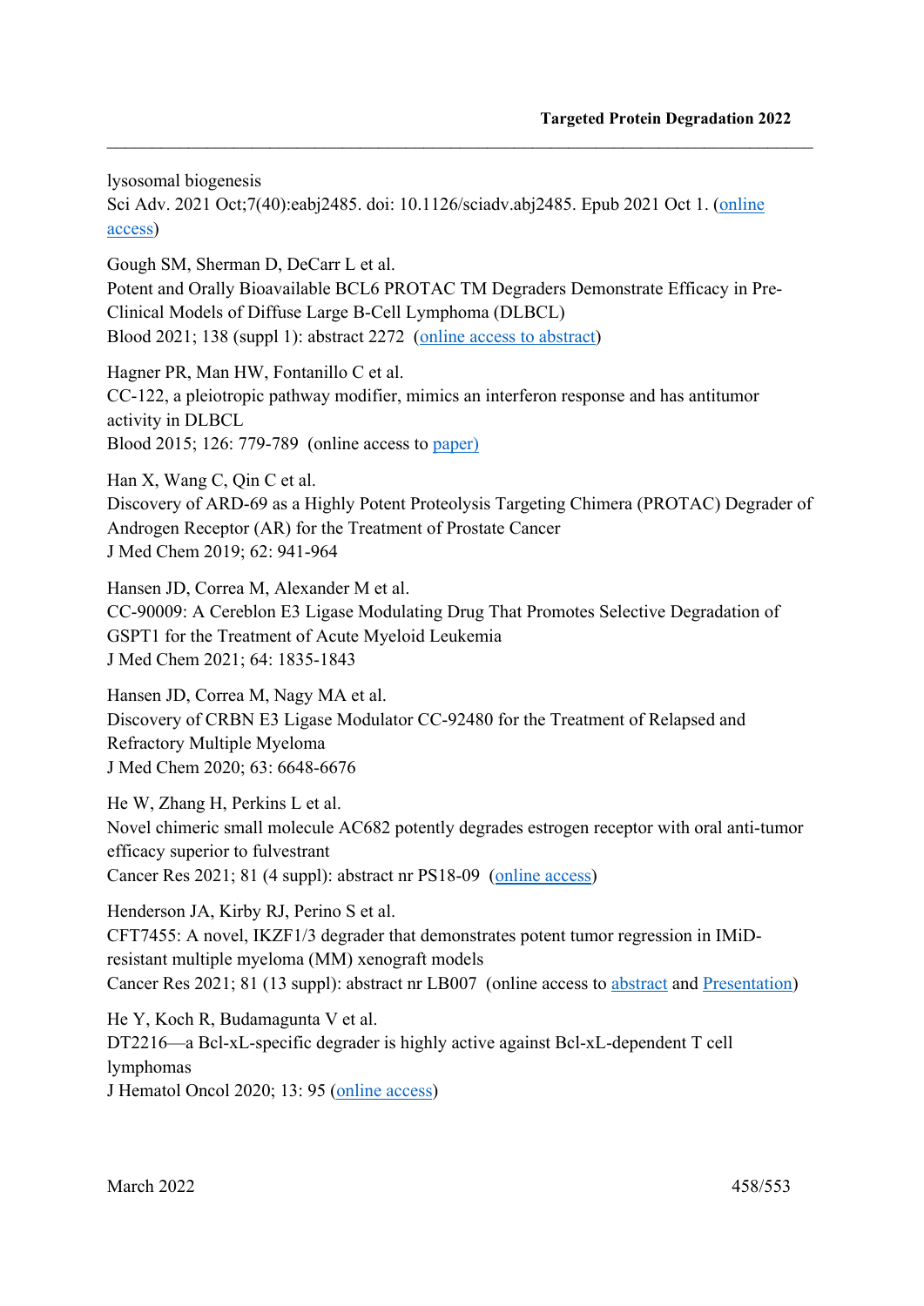lysosomal biogenesis
Sci Adv. 2021 Oct;7(40):eabj2485. doi: 10.1126/sciadv.abj2485. Epub 2021 Oct 1. (online access)

Gough SM, Sherman D, DeCarr L et al.
Potent and Orally Bioavailable BCL6 PROTAC TM Degraders Demonstrate Efficacy in Pre-Clinical Models of Diffuse Large B-Cell Lymphoma (DLBCL)
Blood 2021; 138 (suppl 1): abstract 2272 (online access to abstract)

Hagner PR, Man HW, Fontanillo C et al.
CC-122, a pleiotropic pathway modifier, mimics an interferon response and has antitumor activity in DLBCL
Blood 2015; 126: 779-789 (online access to paper)

Han X, Wang C, Qin C et al.
Discovery of ARD-69 as a Highly Potent Proteolysis Targeting Chimera (PROTAC) Degrader of Androgen Receptor (AR) for the Treatment of Prostate Cancer
J Med Chem 2019; 62: 941-964

Hansen JD, Correa M, Alexander M et al.
CC-90009: A Cereblon E3 Ligase Modulating Drug That Promotes Selective Degradation of GSPT1 for the Treatment of Acute Myeloid Leukemia
J Med Chem 2021; 64: 1835-1843

Hansen JD, Correa M, Nagy MA et al.
Discovery of CRBN E3 Ligase Modulator CC-92480 for the Treatment of Relapsed and Refractory Multiple Myeloma
J Med Chem 2020; 63: 6648-6676

He W, Zhang H, Perkins L et al.
Novel chimeric small molecule AC682 potently degrades estrogen receptor with oral anti-tumor efficacy superior to fulvestrant
Cancer Res 2021; 81 (4 suppl): abstract nr PS18-09 (online access)

Henderson JA, Kirby RJ, Perino S et al.
CFT7455: A novel, IKZF1/3 degrader that demonstrates potent tumor regression in IMiD-resistant multiple myeloma (MM) xenograft models
Cancer Res 2021; 81 (13 suppl): abstract nr LB007 (online access to abstract and Presentation)

He Y, Koch R, Budamagunta V et al.
DT2216—a Bcl-xL-specific degrader is highly active against Bcl-xL-dependent T cell lymphomas
J Hematol Oncol 2020; 13: 95 (online access)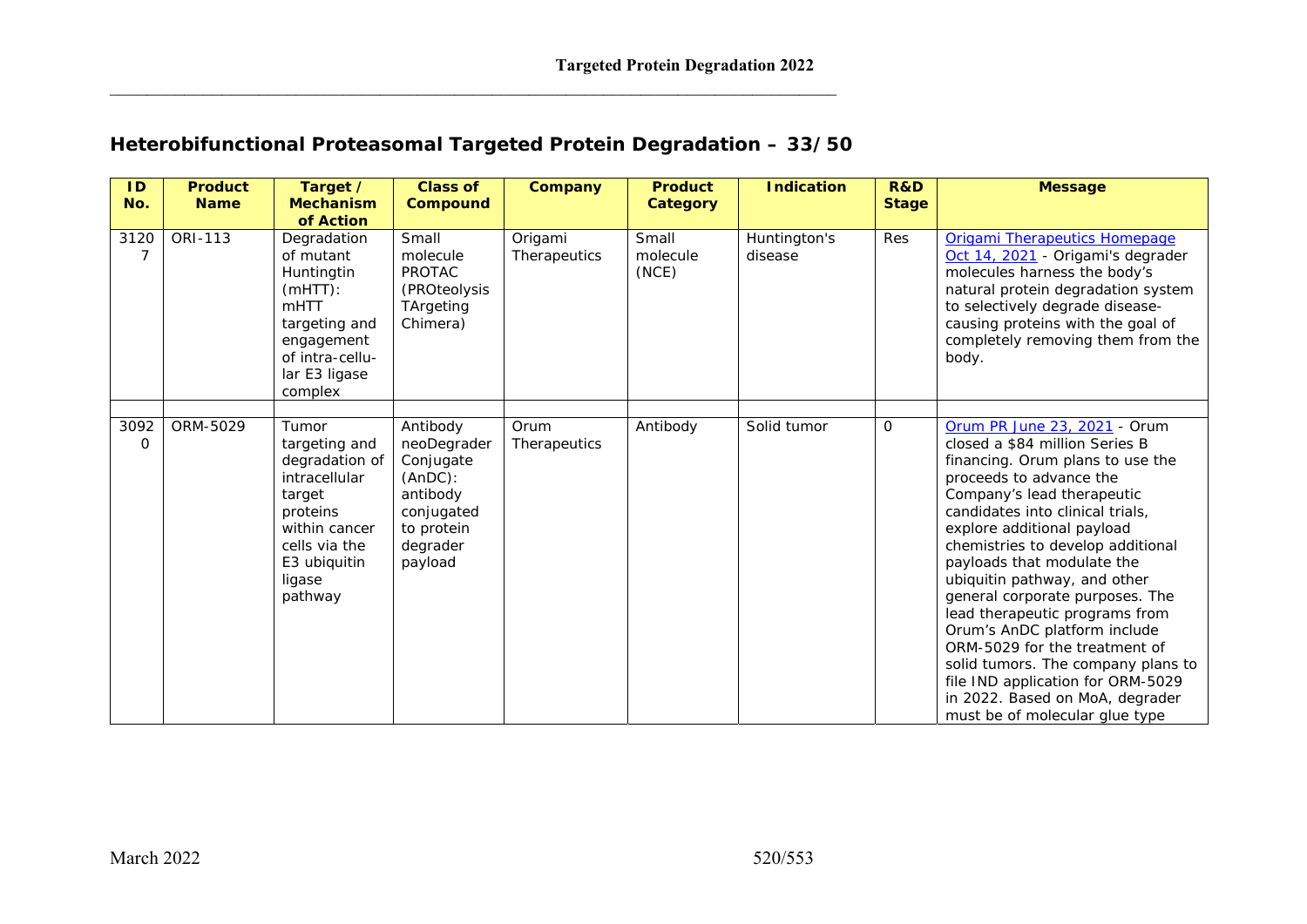## Heterobifunctional Proteasomal Targeted Protein Degradation – 33/50

| ID No. | Product Name | Target / Mechanism of Action | Class of Compound | Company | Product Category | Indication | R&D Stage | Message |
|---|---|---|---|---|---|---|---|---|
| 31207 | ORI-113 | Degradation of mutant Huntingtin (mHTT): mHTT targeting and engagement of intra-cellular E3 ligase complex | Small molecule PROTAC (PROteolysis TArgeting Chimera) | Origami Therapeutics | Small molecule (NCE) | Huntington's disease | Res | Origami Therapeutics Homepage Oct 14, 2021 - Origami's degrader molecules harness the body's natural protein degradation system to selectively degrade disease-causing proteins with the goal of completely removing them from the body. |
| | | | | | | | | |
| 30920 | ORM-5029 | Tumor targeting and degradation of intracellular target proteins within cancer cells via the E3 ubiquitin ligase pathway | Antibody neoDegrader Conjugate (AnDC): antibody conjugated to protein degrader payload | Orum Therapeutics | Antibody | Solid tumor | 0 | Orum PR June 23, 2021 - Orum closed a $84 million Series B financing. Orum plans to use the proceeds to advance the Company's lead therapeutic candidates into clinical trials, explore additional payload chemistries to develop additional payloads that modulate the ubiquitin pathway, and other general corporate purposes. The lead therapeutic programs from Orum's AnDC platform include ORM-5029 for the treatment of solid tumors. The company plans to file IND application for ORM-5029 in 2022. Based on MoA, degrader must be of molecular glue type |